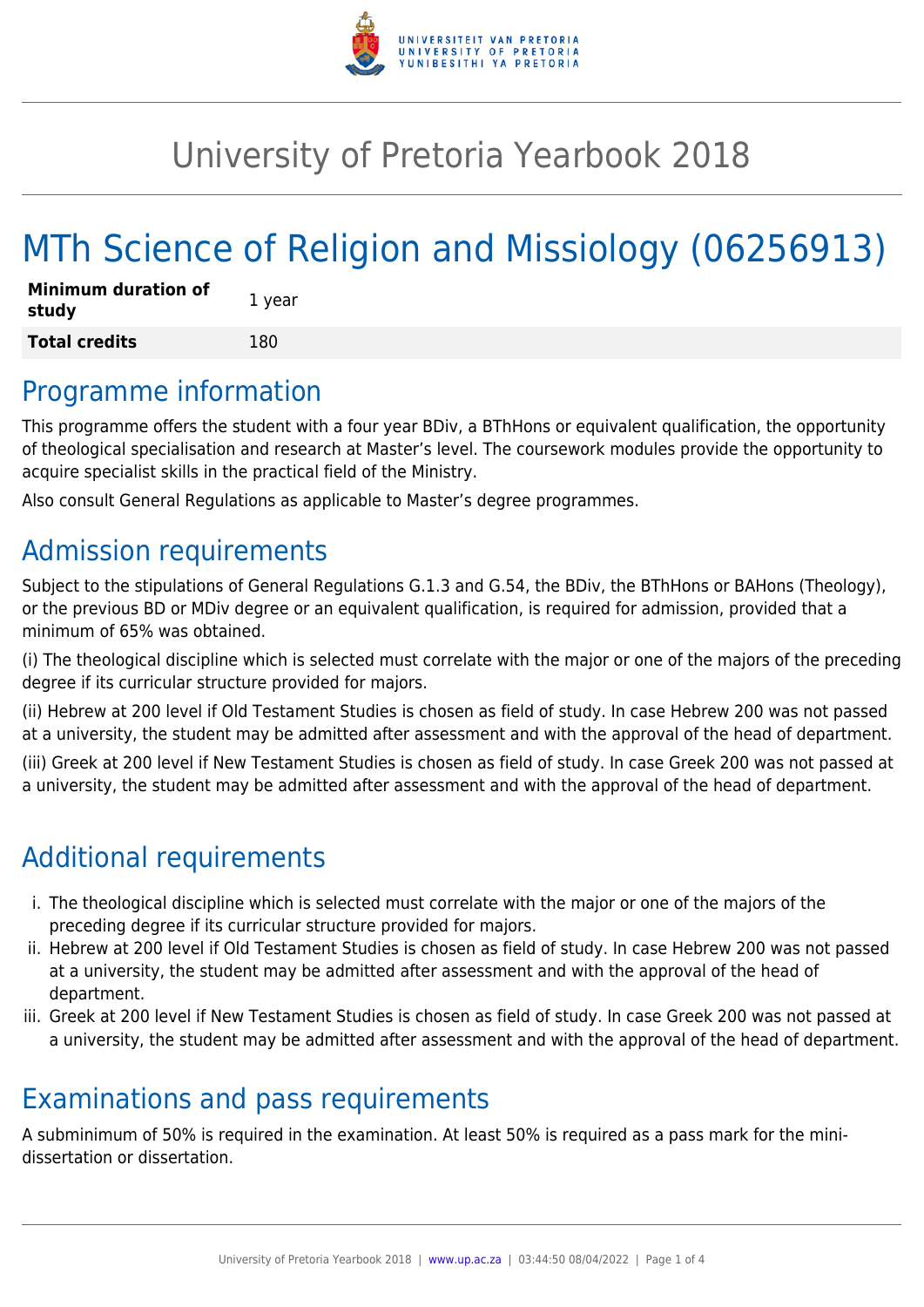# University of Pretoria Yearbook 2018

# MTh Science of Religion and Missiology (06256913)

| **Minimum duration of study** | 1 year |
| --- | --- |
| **Total credits** | 180 |

## Programme information

This programme offers the student with a four year BDiv, a BThHons or equivalent qualification, the opportunity of theological specialisation and research at Master's level. The coursework modules provide the opportunity to acquire specialist skills in the practical field of the Ministry.

Also consult General Regulations as applicable to Master's degree programmes.

## Admission requirements

Subject to the stipulations of General Regulations G.1.3 and G.54, the BDiv, the BThHons or BAHons (Theology), or the previous BD or MDiv degree or an equivalent qualification, is required for admission, provided that a minimum of 65% was obtained.

(i) The theological discipline which is selected must correlate with the major or one of the majors of the preceding degree if its curricular structure provided for majors.

(ii) Hebrew at 200 level if Old Testament Studies is chosen as field of study. In case Hebrew 200 was not passed at a university, the student may be admitted after assessment and with the approval of the head of department.

(iii) Greek at 200 level if New Testament Studies is chosen as field of study. In case Greek 200 was not passed at a university, the student may be admitted after assessment and with the approval of the head of department.

## Additional requirements

i. The theological discipline which is selected must correlate with the major or one of the majors of the preceding degree if its curricular structure provided for majors.
ii. Hebrew at 200 level if Old Testament Studies is chosen as field of study. In case Hebrew 200 was not passed at a university, the student may be admitted after assessment and with the approval of the head of department.
iii. Greek at 200 level if New Testament Studies is chosen as field of study. In case Greek 200 was not passed at a university, the student may be admitted after assessment and with the approval of the head of department.

## Examinations and pass requirements

A subminimum of 50% is required in the examination. At least 50% is required as a pass mark for the mini-dissertation or dissertation.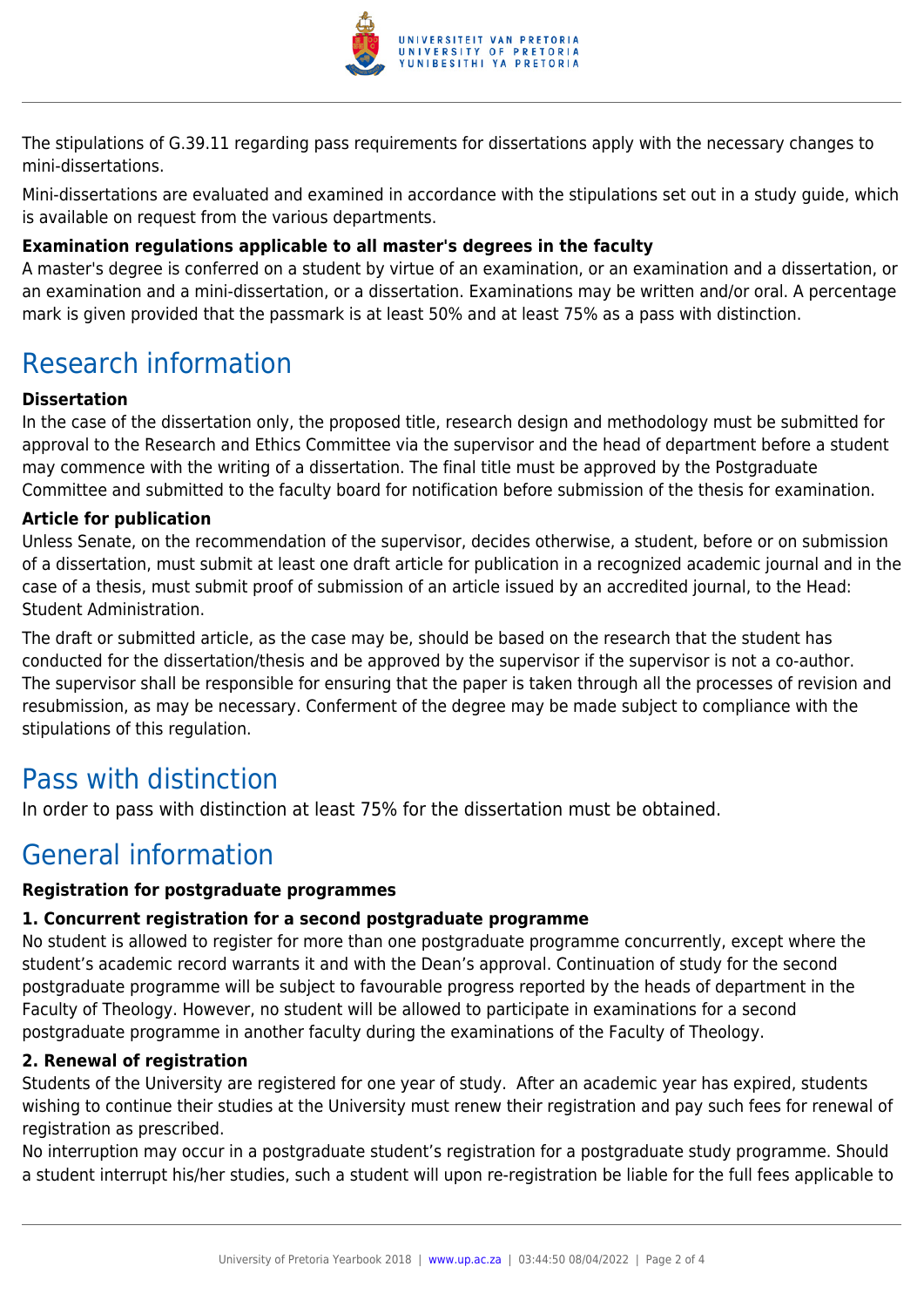The stipulations of G.39.11 regarding pass requirements for dissertations apply with the necessary changes to mini-dissertations.

Mini-dissertations are evaluated and examined in accordance with the stipulations set out in a study guide, which is available on request from the various departments.

**Examination regulations applicable to all master's degrees in the faculty**

A master's degree is conferred on a student by virtue of an examination, or an examination and a dissertation, or an examination and a mini-dissertation, or a dissertation. Examinations may be written and/or oral. A percentage mark is given provided that the passmark is at least 50% and at least 75% as a pass with distinction.

## Research information

**Dissertation**

In the case of the dissertation only, the proposed title, research design and methodology must be submitted for approval to the Research and Ethics Committee via the supervisor and the head of department before a student may commence with the writing of a dissertation. The final title must be approved by the Postgraduate Committee and submitted to the faculty board for notification before submission of the thesis for examination.

**Article for publication**

Unless Senate, on the recommendation of the supervisor, decides otherwise, a student, before or on submission of a dissertation, must submit at least one draft article for publication in a recognized academic journal and in the case of a thesis, must submit proof of submission of an article issued by an accredited journal, to the Head: Student Administration.

The draft or submitted article, as the case may be, should be based on the research that the student has conducted for the dissertation/thesis and be approved by the supervisor if the supervisor is not a co-author. The supervisor shall be responsible for ensuring that the paper is taken through all the processes of revision and resubmission, as may be necessary. Conferment of the degree may be made subject to compliance with the stipulations of this regulation.

## Pass with distinction

In order to pass with distinction at least 75% for the dissertation must be obtained.

## General information

**Registration for postgraduate programmes**

**1. Concurrent registration for a second postgraduate programme**

No student is allowed to register for more than one postgraduate programme concurrently, except where the student's academic record warrants it and with the Dean's approval. Continuation of study for the second postgraduate programme will be subject to favourable progress reported by the heads of department in the Faculty of Theology. However, no student will be allowed to participate in examinations for a second postgraduate programme in another faculty during the examinations of the Faculty of Theology.

**2. Renewal of registration**

Students of the University are registered for one year of study. After an academic year has expired, students wishing to continue their studies at the University must renew their registration and pay such fees for renewal of registration as prescribed.

No interruption may occur in a postgraduate student's registration for a postgraduate study programme. Should a student interrupt his/her studies, such a student will upon re-registration be liable for the full fees applicable to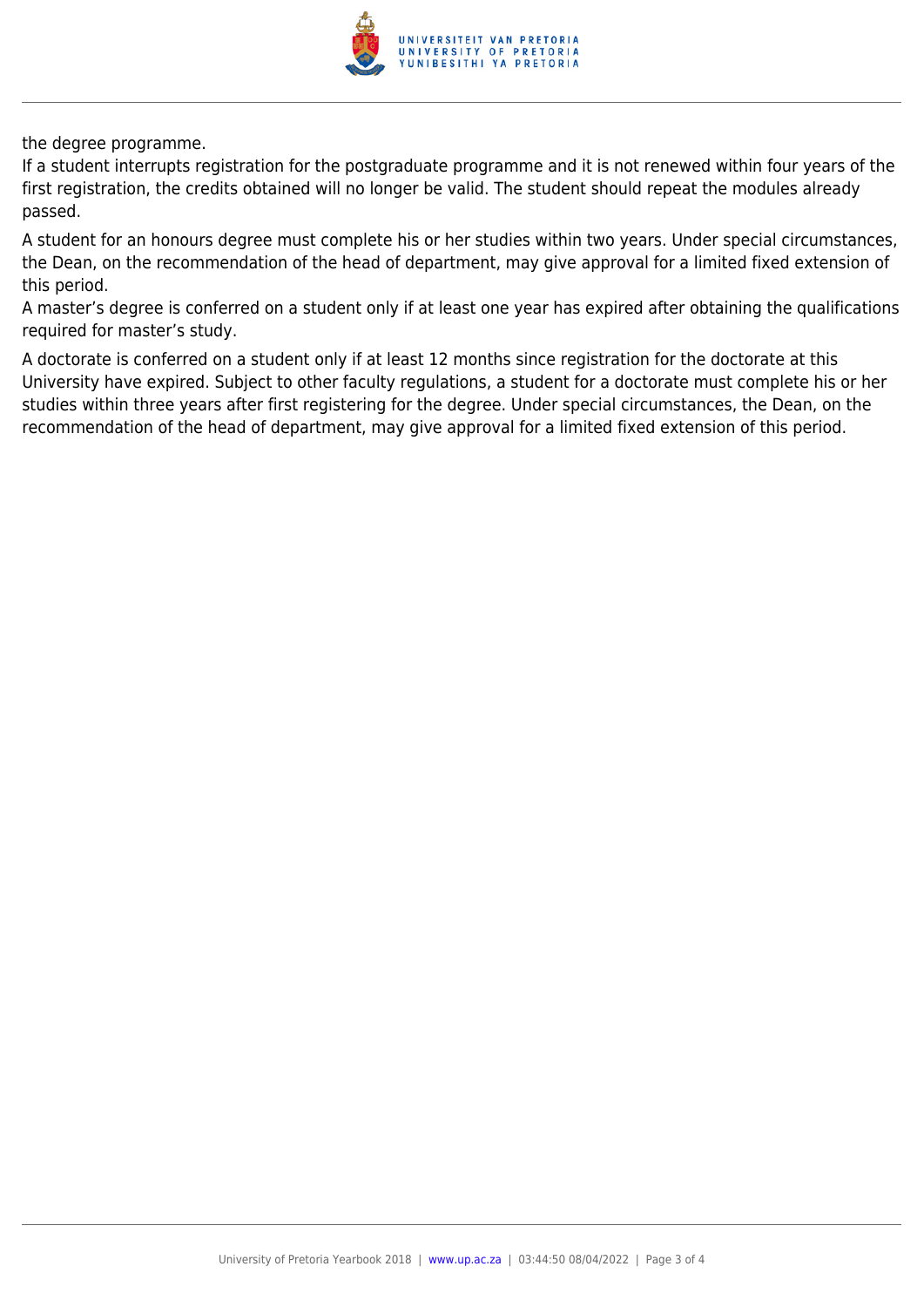the degree programme.
If a student interrupts registration for the postgraduate programme and it is not renewed within four years of the first registration, the credits obtained will no longer be valid. The student should repeat the modules already passed.

A student for an honours degree must complete his or her studies within two years. Under special circumstances, the Dean, on the recommendation of the head of department, may give approval for a limited fixed extension of this period.
A master's degree is conferred on a student only if at least one year has expired after obtaining the qualifications required for master's study.

A doctorate is conferred on a student only if at least 12 months since registration for the doctorate at this University have expired. Subject to other faculty regulations, a student for a doctorate must complete his or her studies within three years after first registering for the degree. Under special circumstances, the Dean, on the recommendation of the head of department, may give approval for a limited fixed extension of this period.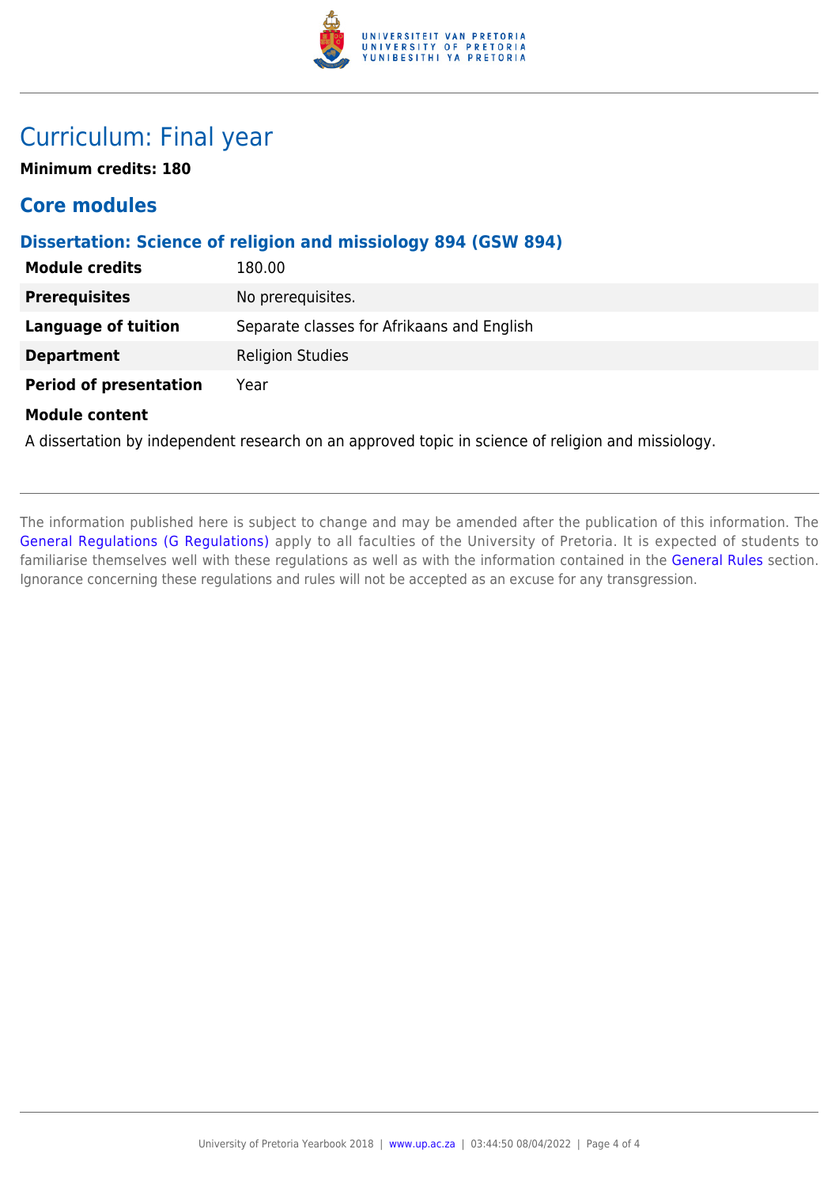## Curriculum: Final year

**Minimum credits: 180**

### Core modules

#### Dissertation: Science of religion and missiology 894 (GSW 894)

| | |
|---|---|
| **Module credits** | 180.00 |
| **Prerequisites** | No prerequisites. |
| **Language of tuition** | Separate classes for Afrikaans and English |
| **Department** | Religion Studies |
| **Period of presentation** | Year |

**Module content**

A dissertation by independent research on an approved topic in science of religion and missiology.

The information published here is subject to change and may be amended after the publication of this information. The General Regulations (G Regulations) apply to all faculties of the University of Pretoria. It is expected of students to familiarise themselves well with these regulations as well as with the information contained in the General Rules section. Ignorance concerning these regulations and rules will not be accepted as an excuse for any transgression.